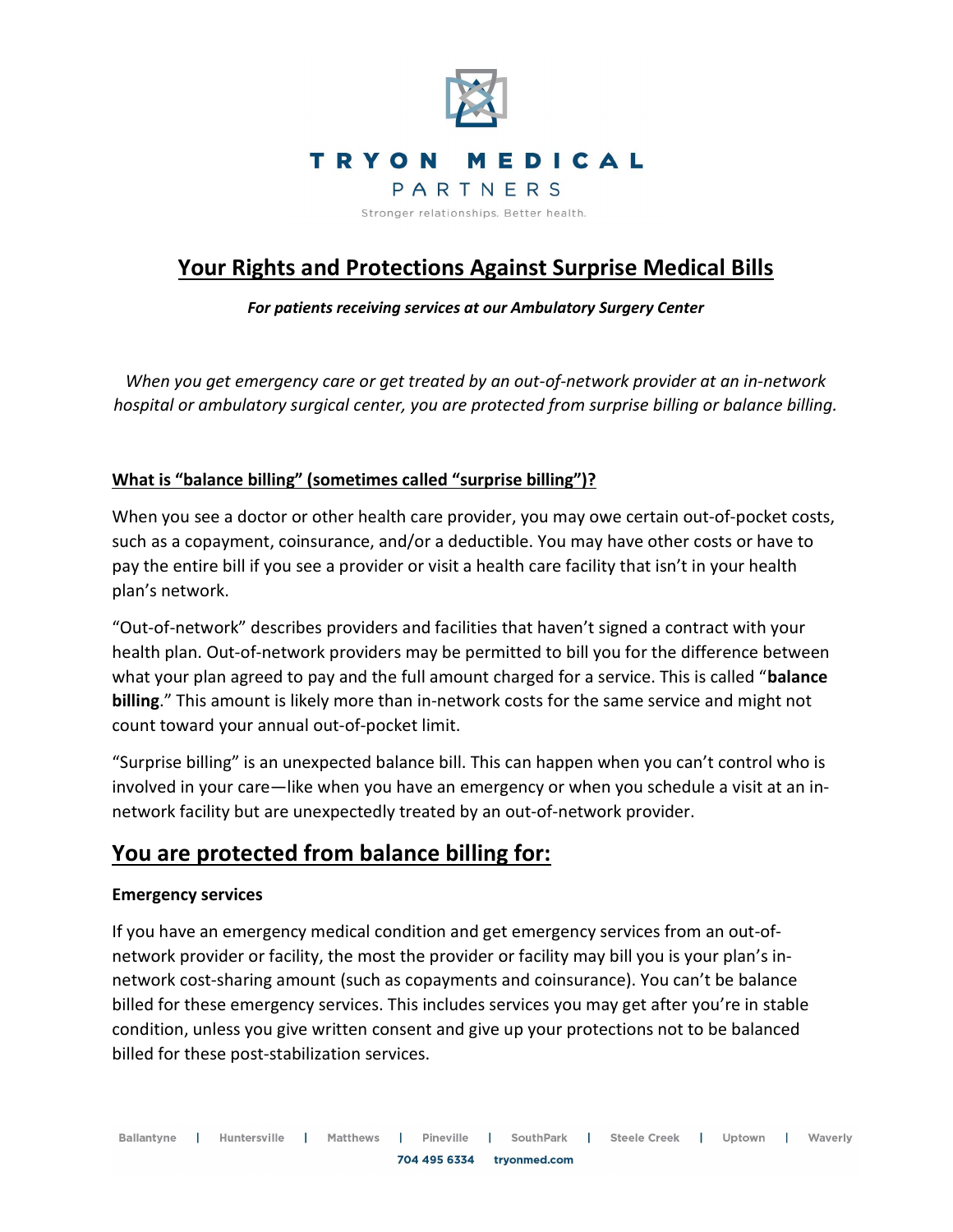TRYON MEDICAL PARTNERS

Stronger relationships. Better health.

# Your Rights and Protections Against Surprise Medical Bills

***For patients receiving services at our Ambulatory Surgery Center***

*When you get emergency care or get treated by an out-of-network provider at an in-network hospital or ambulatory surgical center, you are protected from surprise billing or balance billing.*

### What is "balance billing" (sometimes called "surprise billing")?

When you see a doctor or other health care provider, you may owe certain out-of-pocket costs, such as a copayment, coinsurance, and/or a deductible. You may have other costs or have to pay the entire bill if you see a provider or visit a health care facility that isn't in your health plan's network.

"Out-of-network" describes providers and facilities that haven't signed a contract with your health plan. Out-of-network providers may be permitted to bill you for the difference between what your plan agreed to pay and the full amount charged for a service. This is called "**balance billing**." This amount is likely more than in-network costs for the same service and might not count toward your annual out-of-pocket limit.

"Surprise billing" is an unexpected balance bill. This can happen when you can't control who is involved in your care—like when you have an emergency or when you schedule a visit at an in-network facility but are unexpectedly treated by an out-of-network provider.

## You are protected from balance billing for:

**Emergency services**

If you have an emergency medical condition and get emergency services from an out-of-network provider or facility, the most the provider or facility may bill you is your plan's in-network cost-sharing amount (such as copayments and coinsurance). You can't be balance billed for these emergency services. This includes services you may get after you're in stable condition, unless you give written consent and give up your protections not to be balanced billed for these post-stabilization services.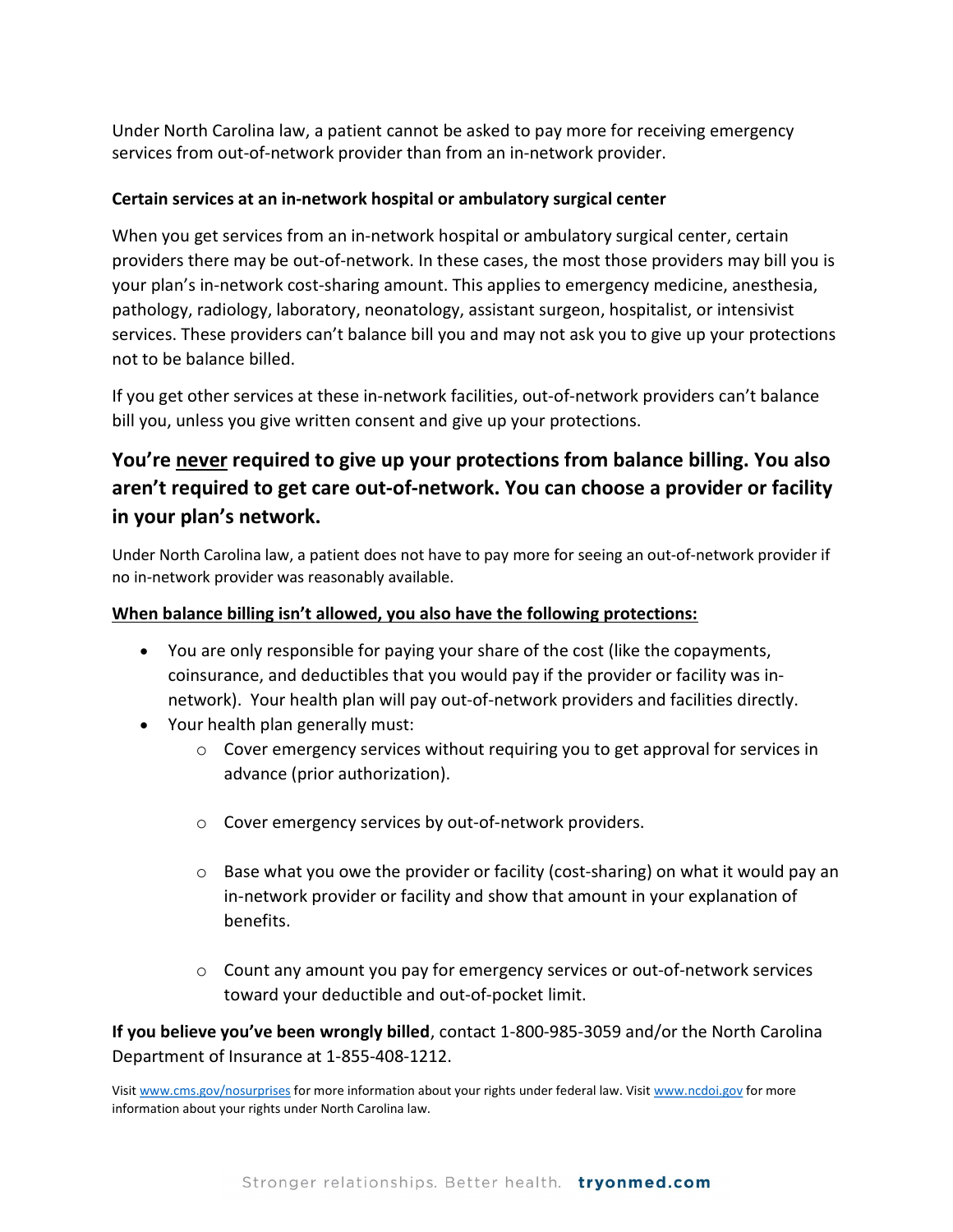Under North Carolina law, a patient cannot be asked to pay more for receiving emergency services from out-of-network provider than from an in-network provider.

**Certain services at an in-network hospital or ambulatory surgical center**

When you get services from an in-network hospital or ambulatory surgical center, certain providers there may be out-of-network. In these cases, the most those providers may bill you is your plan's in-network cost-sharing amount. This applies to emergency medicine, anesthesia, pathology, radiology, laboratory, neonatology, assistant surgeon, hospitalist, or intensivist services. These providers can't balance bill you and may not ask you to give up your protections not to be balance billed.

If you get other services at these in-network facilities, out-of-network providers can't balance bill you, unless you give written consent and give up your protections.

## You're <u>never</u> required to give up your protections from balance billing. You also aren't required to get care out-of-network. You can choose a provider or facility in your plan's network.

Under North Carolina law, a patient does not have to pay more for seeing an out-of-network provider if no in-network provider was reasonably available.

**<u>When balance billing isn't allowed, you also have the following protections:</u>**

- You are only responsible for paying your share of the cost (like the copayments, coinsurance, and deductibles that you would pay if the provider or facility was in-network). Your health plan will pay out-of-network providers and facilities directly.
- Your health plan generally must:
  - Cover emergency services without requiring you to get approval for services in advance (prior authorization).
  - Cover emergency services by out-of-network providers.
  - Base what you owe the provider or facility (cost-sharing) on what it would pay an in-network provider or facility and show that amount in your explanation of benefits.
  - Count any amount you pay for emergency services or out-of-network services toward your deductible and out-of-pocket limit.

**If you believe you've been wrongly billed**, contact 1-800-985-3059 and/or the North Carolina Department of Insurance at 1-855-408-1212.

Visit www.cms.gov/nosurprises for more information about your rights under federal law. Visit www.ncdoi.gov for more information about your rights under North Carolina law.

Stronger relationships. Better health. **tryonmed.com**